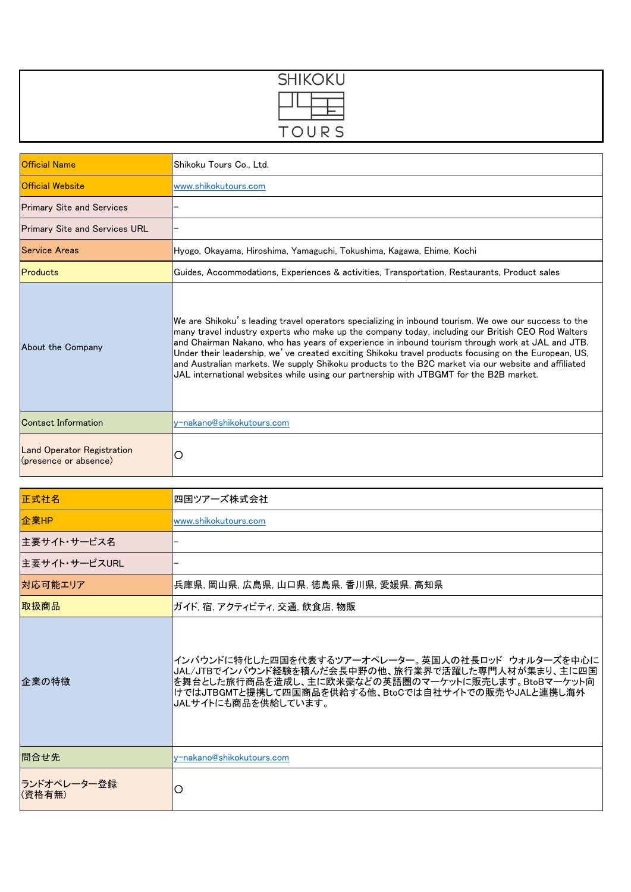SHIKOKU TOURS

| | |
|---|---|
| Official Name | Shikoku Tours Co., Ltd. |
| Official Website | www.shikokutours.com |
| Primary Site and Services | – |
| Primary Site and Services URL | – |
| Service Areas | Hyogo, Okayama, Hiroshima, Yamaguchi, Tokushima, Kagawa, Ehime, Kochi |
| Products | Guides, Accommodations, Experiences & activities, Transportation, Restaurants, Product sales |
| About the Company | We are Shikoku's leading travel operators specializing in inbound tourism. We owe our success to the many travel industry experts who make up the company today, including our British CEO Rod Walters and Chairman Nakano, who has years of experience in inbound tourism through work at JAL and JTB. Under their leadership, we've created exciting Shikoku travel products focusing on the European, US, and Australian markets. We supply Shikoku products to the B2C market via our website and affiliated JAL international websites while using our partnership with JTBGMT for the B2B market. |
| Contact Information | y-nakano@shikokutours.com |
| Land Operator Registration (presence or absence) | ○ |

| | |
|---|---|
| 正式社名 | 四国ツアーズ株式会社 |
| 企業HP | www.shikokutours.com |
| 主要サイト・サービス名 | – |
| 主要サイト・サービスURL | – |
| 対応可能エリア | 兵庫県, 岡山県, 広島県, 山口県, 徳島県, 香川県, 愛媛県, 高知県 |
| 取扱商品 | ガイド, 宿, アクティビティ, 交通, 飲食店, 物販 |
| 企業の特徴 | インバウンドに特化した四国を代表するツアーオペレーター。英国人の社長ロッド　ウォルターズを中心にJAL/JTBでインバウンド経験を積んだ会長中野の他、旅行業界で活躍した専門人材が集まり、主に四国を舞台とした旅行商品を造成し、主に欧米豪などの英語圏のマーケットに販売します。BtoBマーケット向けではJTBGMTと提携して四国商品を供給する他、BtoCでは自社サイトでの販売やJALと連携し海外JALサイトにも商品を供給しています。 |
| 問合せ先 | y-nakano@shikokutours.com |
| ランドオペレーター登録（資格有無） | ○ |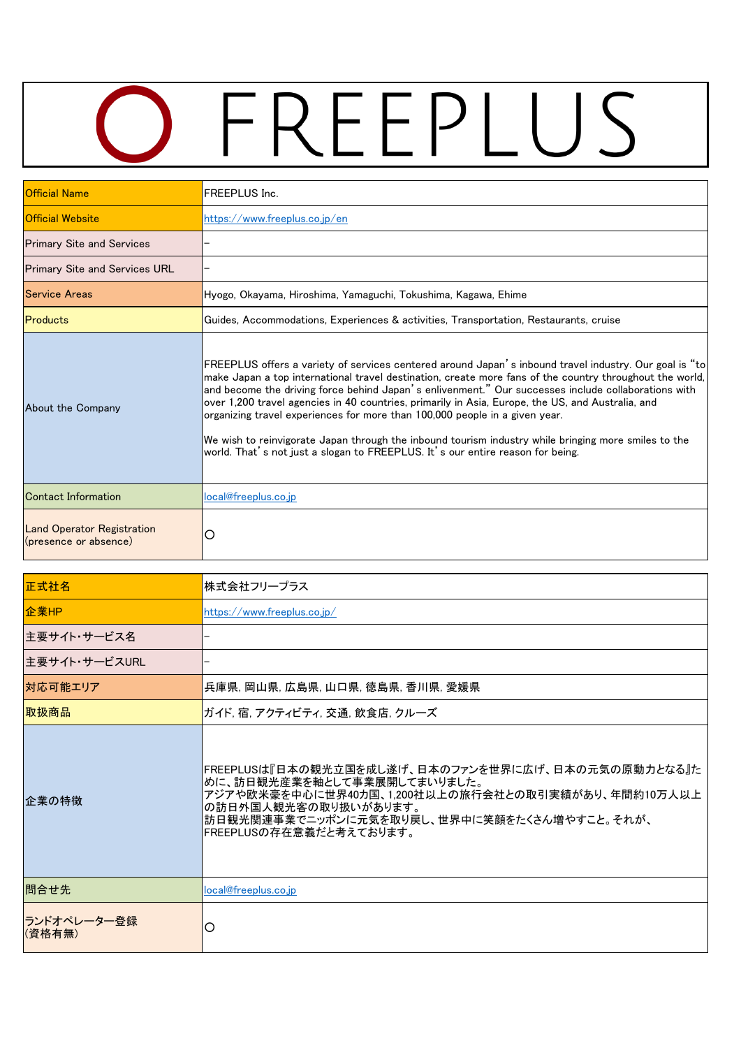# FREEPLUS

| Official Name | FREEPLUS Inc. |
|---|---|
| Official Website | https://www.freeplus.co.jp/en |
| Primary Site and Services | – |
| Primary Site and Services URL | – |
| Service Areas | Hyogo, Okayama, Hiroshima, Yamaguchi, Tokushima, Kagawa, Ehime |
| Products | Guides, Accommodations, Experiences & activities, Transportation, Restaurants, cruise |
| About the Company | FREEPLUS offers a variety of services centered around Japan's inbound travel industry. Our goal is "to make Japan a top international travel destination, create more fans of the country throughout the world, and become the driving force behind Japan's enlivenment." Our successes include collaborations with over 1,200 travel agencies in 40 countries, primarily in Asia, Europe, the US, and Australia, and organizing travel experiences for more than 100,000 people in a given year.<br><br>We wish to reinvigorate Japan through the inbound tourism industry while bringing more smiles to the world. That's not just a slogan to FREEPLUS. It's our entire reason for being. |
| Contact Information | local@freeplus.co.jp |
| Land Operator Registration (presence or absence) | ○ |

| 正式社名 | 株式会社フリープラス |
|---|---|
| 企業HP | https://www.freeplus.co.jp/ |
| 主要サイト・サービス名 | – |
| 主要サイト・サービスURL | – |
| 対応可能エリア | 兵庫県, 岡山県, 広島県, 山口県, 徳島県, 香川県, 愛媛県 |
| 取扱商品 | ガイド, 宿, アクティビティ, 交通, 飲食店, クルーズ |
| 企業の特徴 | FREEPLUSは『日本の観光立国を成し遂げ、日本のファンを世界に広げ、日本の元気の原動力となる』ために、訪日観光産業を軸として事業展開してまいりました。<br>アジアや欧米豪を中心に世界40カ国、1,200社以上の旅行会社との取引実績があり、年間約10万人以上の訪日外国人観光客の取り扱いがあります。<br>訪日観光関連事業でニッポンに元気を取り戻し、世界中に笑顔をたくさん増やすこと。それが、FREEPLUSの存在意義だと考えております。 |
| 問合せ先 | local@freeplus.co.jp |
| ランドオペレーター登録（資格有無） | ○ |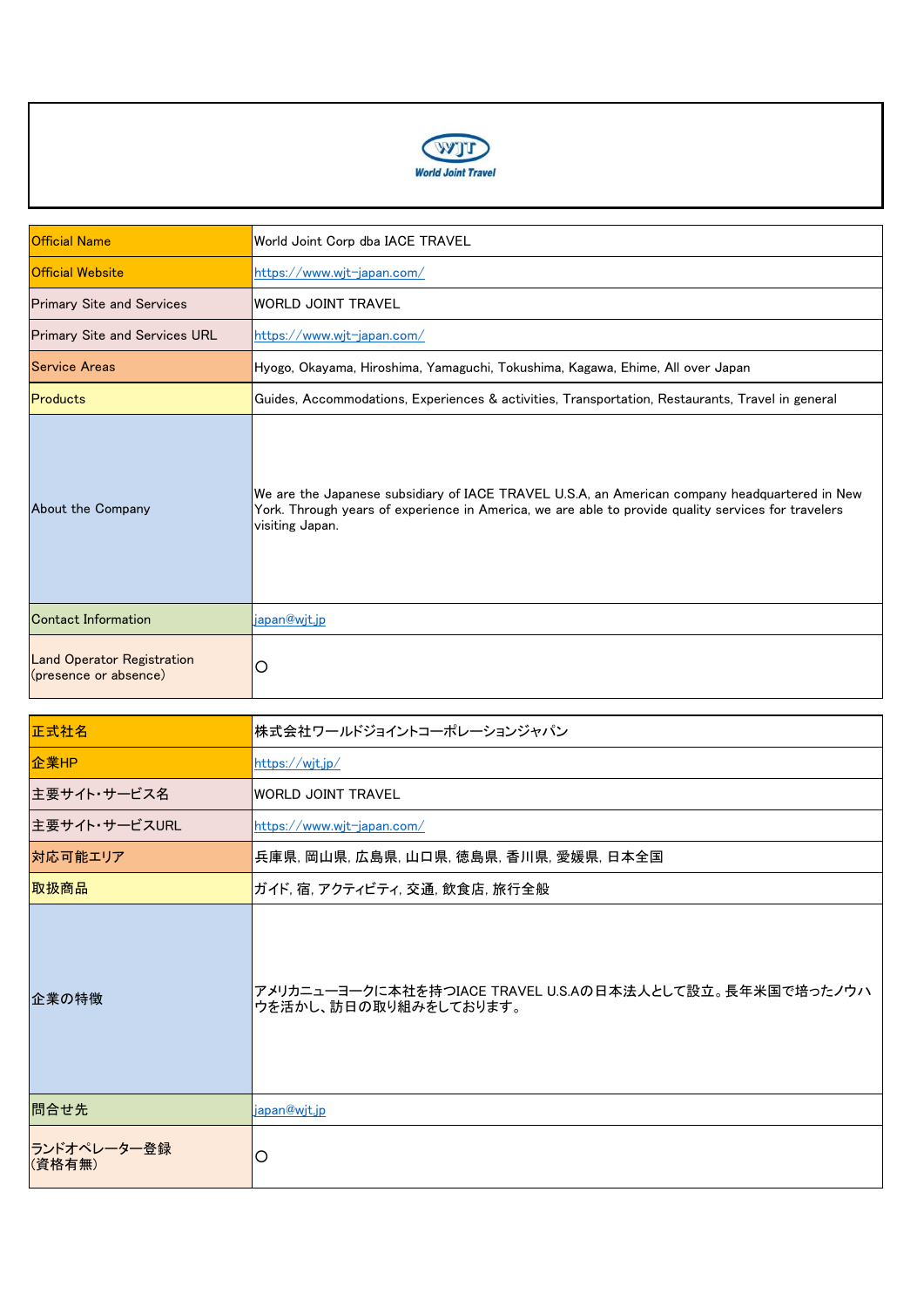World Joint Travel

| Official Name | World Joint Corp dba IACE TRAVEL |
|---|---|
| Official Website | https://www.wjt-japan.com/ |
| Primary Site and Services | WORLD JOINT TRAVEL |
| Primary Site and Services URL | https://www.wjt-japan.com/ |
| Service Areas | Hyogo, Okayama, Hiroshima, Yamaguchi, Tokushima, Kagawa, Ehime, All over Japan |
| Products | Guides, Accommodations, Experiences & activities, Transportation, Restaurants, Travel in general |
| About the Company | We are the Japanese subsidiary of IACE TRAVEL U.S.A, an American company headquartered in New York. Through years of experience in America, we are able to provide quality services for travelers visiting Japan. |
| Contact Information | japan@wjt.jp |
| Land Operator Registration (presence or absence) | ○ |

| 正式社名 | 株式会社ワールドジョイントコーポレーションジャパン |
|---|---|
| 企業HP | https://wjt.jp/ |
| 主要サイト・サービス名 | WORLD JOINT TRAVEL |
| 主要サイト・サービスURL | https://www.wjt-japan.com/ |
| 対応可能エリア | 兵庫県, 岡山県, 広島県, 山口県, 徳島県, 香川県, 愛媛県, 日本全国 |
| 取扱商品 | ガイド, 宿, アクティビティ, 交通, 飲食店, 旅行全般 |
| 企業の特徴 | アメリカニューヨークに本社を持つIACE TRAVEL U.S.Aの日本法人として設立。長年米国で培ったノウハウを活かし、訪日の取り組みをしております。 |
| 問合せ先 | japan@wjt.jp |
| ランドオペレーター登録（資格有無） | ○ |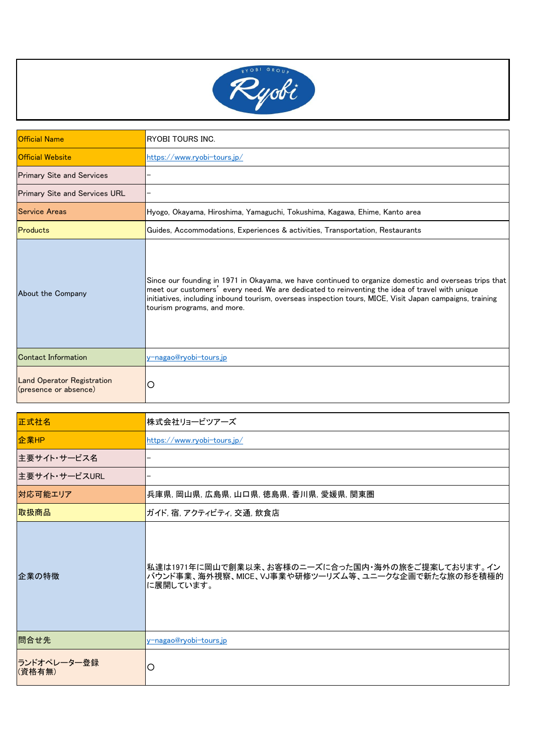| Official Name | RYOBI TOURS INC. |
| --- | --- |
| Official Website | https://www.ryobi-tours.jp/ |
| Primary Site and Services | – |
| Primary Site and Services URL | – |
| Service Areas | Hyogo, Okayama, Hiroshima, Yamaguchi, Tokushima, Kagawa, Ehime, Kanto area |
| Products | Guides, Accommodations, Experiences & activities, Transportation, Restaurants |
| About the Company | Since our founding in 1971 in Okayama, we have continued to organize domestic and overseas trips that meet our customers' every need. We are dedicated to reinventing the idea of travel with unique initiatives, including inbound tourism, overseas inspection tours, MICE, Visit Japan campaigns, training tourism programs, and more. |
| Contact Information | y-nagao@ryobi-tours.jp |
| Land Operator Registration (presence or absence) | ○ |

| 正式社名 | 株式会社リョービツアーズ |
| --- | --- |
| 企業HP | https://www.ryobi-tours.jp/ |
| 主要サイト・サービス名 | – |
| 主要サイト・サービスURL | – |
| 対応可能エリア | 兵庫県, 岡山県, 広島県, 山口県, 徳島県, 香川県, 愛媛県, 関東圏 |
| 取扱商品 | ガイド, 宿, アクティビティ, 交通, 飲食店 |
| 企業の特徴 | 私達は1971年に岡山で創業以来、お客様のニーズに合った国内・海外の旅をご提案しております。インバウンド事業、海外視察、MICE、VJ事業や研修ツーリズム等、ユニークな企画で新たな旅の形を積極的に展開しています。 |
| 問合せ先 | y-nagao@ryobi-tours.jp |
| ランドオペレーター登録（資格有無） | ○ |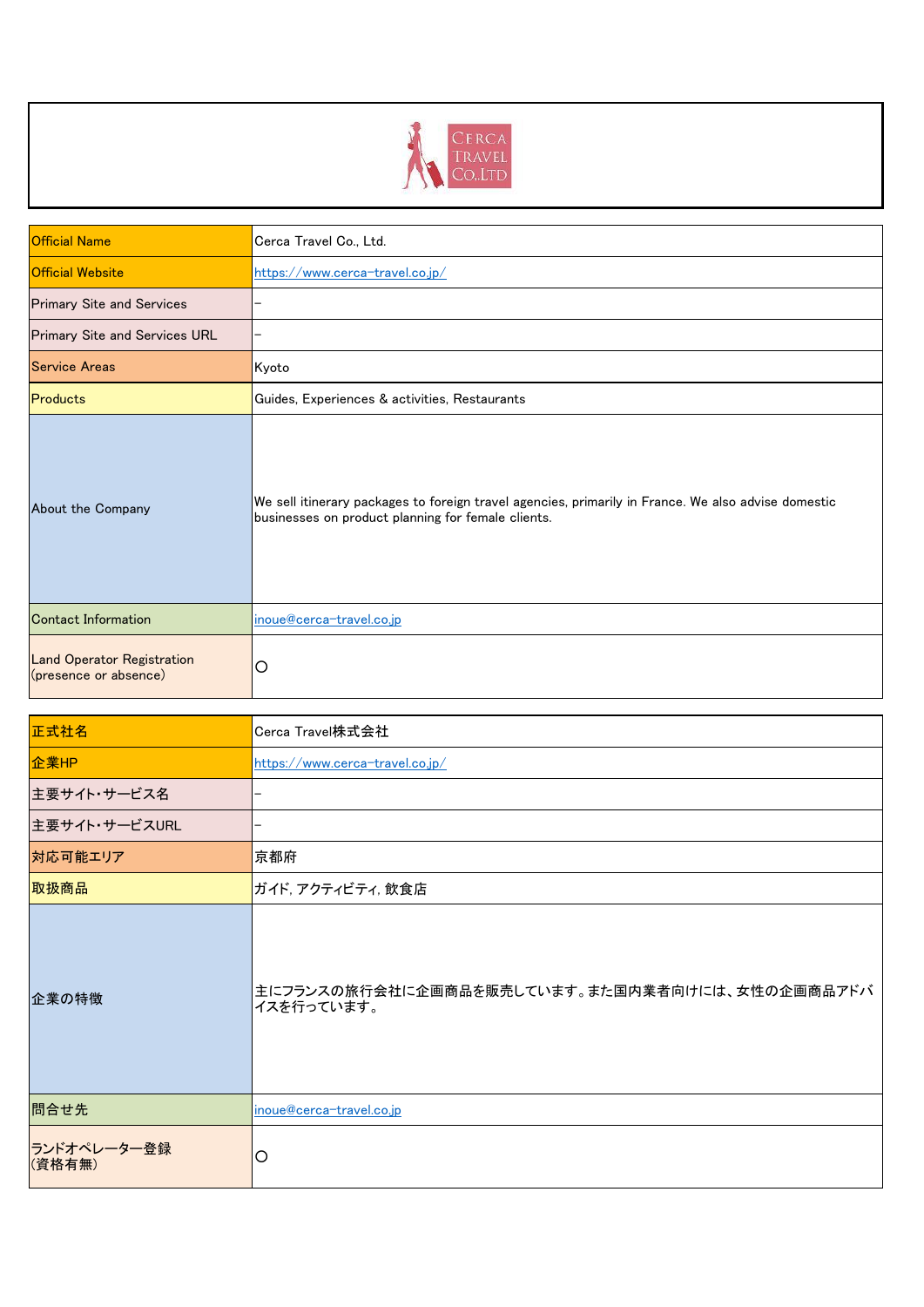| Official Name | Cerca Travel Co., Ltd. |
|---|---|
| Official Website | https://www.cerca-travel.co.jp/ |
| Primary Site and Services | – |
| Primary Site and Services URL | – |
| Service Areas | Kyoto |
| Products | Guides, Experiences & activities, Restaurants |
| About the Company | We sell itinerary packages to foreign travel agencies, primarily in France. We also advise domestic businesses on product planning for female clients. |
| Contact Information | inoue@cerca-travel.co.jp |
| Land Operator Registration (presence or absence) | ○ |

| 正式社名 | Cerca Travel株式会社 |
|---|---|
| 企業HP | https://www.cerca-travel.co.jp/ |
| 主要サイト・サービス名 | – |
| 主要サイト・サービスURL | – |
| 対応可能エリア | 京都府 |
| 取扱商品 | ガイド, アクティビティ, 飲食店 |
| 企業の特徴 | 主にフランスの旅行会社に企画商品を販売しています。また国内業者向けには、女性の企画商品アドバイスを行っています。 |
| 問合せ先 | inoue@cerca-travel.co.jp |
| ランドオペレーター登録(資格有無) | ○ |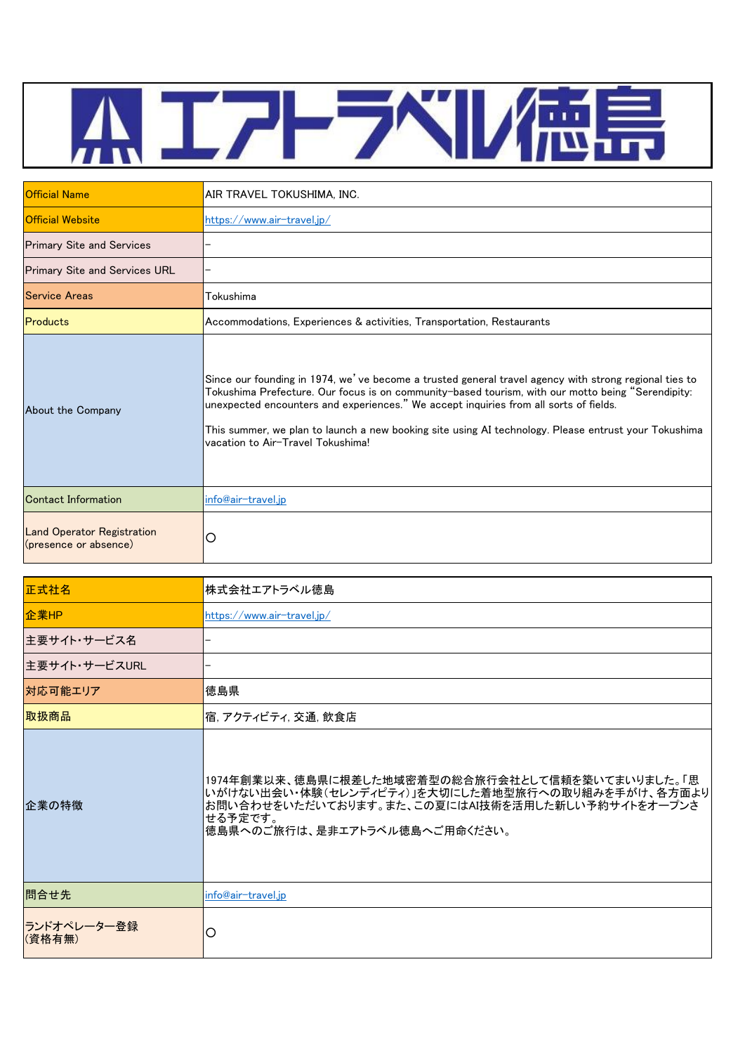# エアトラベル徳島

| Official Name | AIR TRAVEL TOKUSHIMA, INC. |
|---|---|
| Official Website | https://www.air-travel.jp/ |
| Primary Site and Services | – |
| Primary Site and Services URL | – |
| Service Areas | Tokushima |
| Products | Accommodations, Experiences & activities, Transportation, Restaurants |
| About the Company | Since our founding in 1974, we've become a trusted general travel agency with strong regional ties to Tokushima Prefecture. Our focus is on community-based tourism, with our motto being "Serendipity: unexpected encounters and experiences." We accept inquiries from all sorts of fields.<br><br>This summer, we plan to launch a new booking site using AI technology. Please entrust your Tokushima vacation to Air-Travel Tokushima! |
| Contact Information | info@air-travel.jp |
| Land Operator Registration (presence or absence) | ○ |

| 正式社名 | 株式会社エアトラベル徳島 |
|---|---|
| 企業HP | https://www.air-travel.jp/ |
| 主要サイト・サービス名 | – |
| 主要サイト・サービスURL | – |
| 対応可能エリア | 徳島県 |
| 取扱商品 | 宿, アクティビティ, 交通, 飲食店 |
| 企業の特徴 | 1974年創業以来、徳島県に根差した地域密着型の総合旅行会社として信頼を築いてまいりました。「思いがけない出会い・体験（セレンディピティ）」を大切にした着地型旅行への取り組みを手がけ、各方面よりお問い合わせをいただいております。また、この夏にはAI技術を活用した新しい予約サイトをオープンさせる予定です。<br>徳島県へのご旅行は、是非エアトラベル徳島へご用命ください。 |
| 問合せ先 | info@air-travel.jp |
| ランドオペレーター登録（資格有無） | ○ |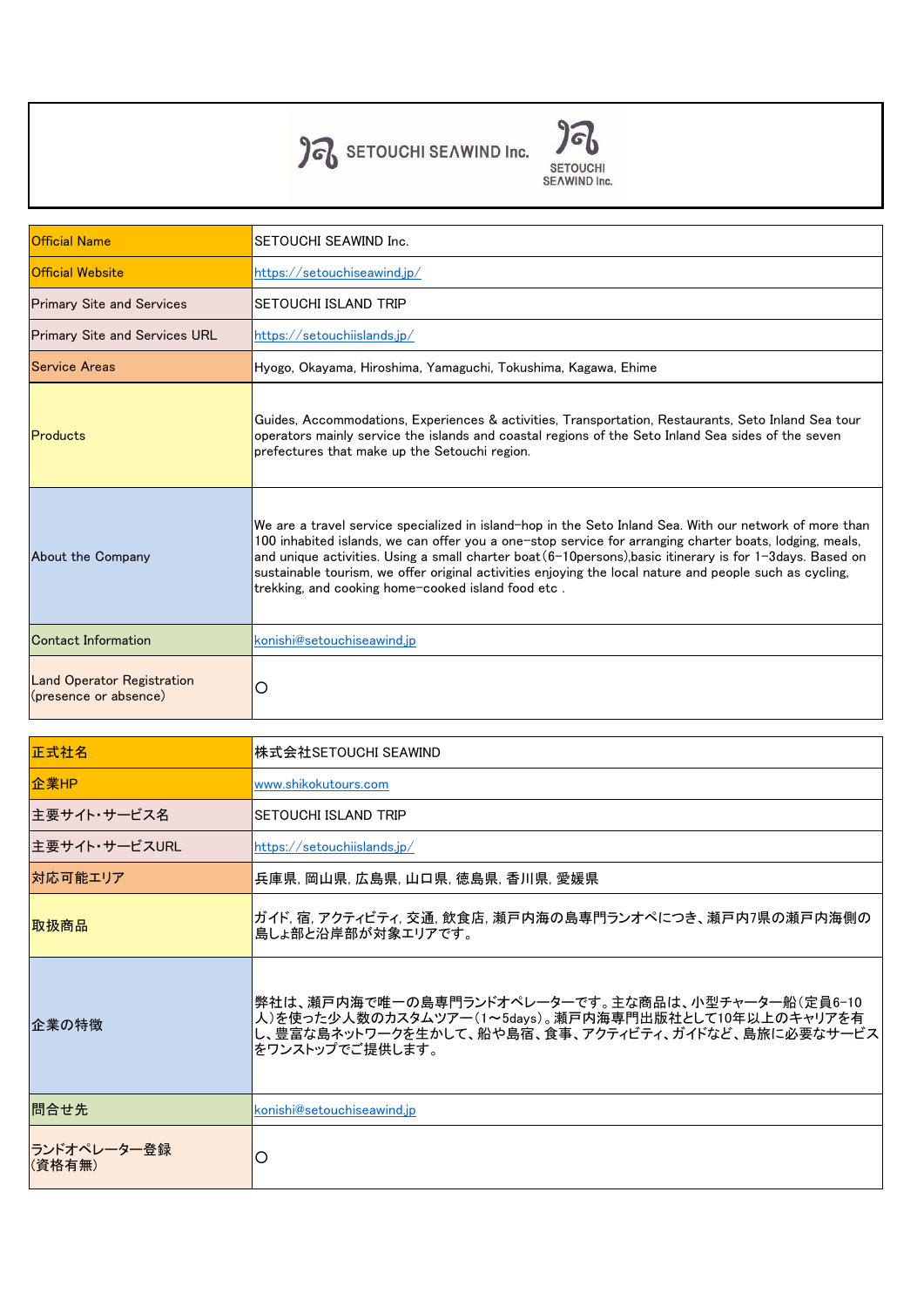SETOUCHI SEAWIND Inc.

| Official Name | SETOUCHI SEAWIND Inc. |
|---|---|
| Official Website | https://setouchiseawind.jp/ |
| Primary Site and Services | SETOUCHI ISLAND TRIP |
| Primary Site and Services URL | https://setouchiislands.jp/ |
| Service Areas | Hyogo, Okayama, Hiroshima, Yamaguchi, Tokushima, Kagawa, Ehime |
| Products | Guides, Accommodations, Experiences & activities, Transportation, Restaurants, Seto Inland Sea tour operators mainly service the islands and coastal regions of the Seto Inland Sea sides of the seven prefectures that make up the Setouchi region. |
| About the Company | We are a travel service specialized in island-hop in the Seto Inland Sea. With our network of more than 100 inhabited islands, we can offer you a one-stop service for arranging charter boats, lodging, meals, and unique activities. Using a small charter boat(6-10persons),basic itinerary is for 1-3days. Based on sustainable tourism, we offer original activities enjoying the local nature and people such as cycling, trekking, and cooking home-cooked island food etc . |
| Contact Information | konishi@setouchiseawind.jp |
| Land Operator Registration (presence or absence) | ○ |

| 正式社名 | 株式会社SETOUCHI SEAWIND |
|---|---|
| 企業HP | www.shikokutours.com |
| 主要サイト・サービス名 | SETOUCHI ISLAND TRIP |
| 主要サイト・サービスURL | https://setouchiislands.jp/ |
| 対応可能エリア | 兵庫県, 岡山県, 広島県, 山口県, 徳島県, 香川県, 愛媛県 |
| 取扱商品 | ガイド, 宿, アクティビティ, 交通, 飲食店, 瀬戸内海の島専門ランオペにつき、瀬戸内7県の瀬戸内海側の島しょ部と沿岸部が対象エリアです。 |
| 企業の特徴 | 弊社は、瀬戸内海で唯一の島専門ランドオペレーターです。主な商品は、小型チャーター船(定員6-10人)を使った少人数のカスタムツアー(1～5days)。瀬戸内海専門出版社として10年以上のキャリアを有し、豊富な島ネットワークを生かして、船や島宿、食事、アクティビティ、ガイドなど、島旅に必要なサービスをワンストップでご提供します。 |
| 問合せ先 | konishi@setouchiseawind.jp |
| ランドオペレーター登録(資格有無) | ○ |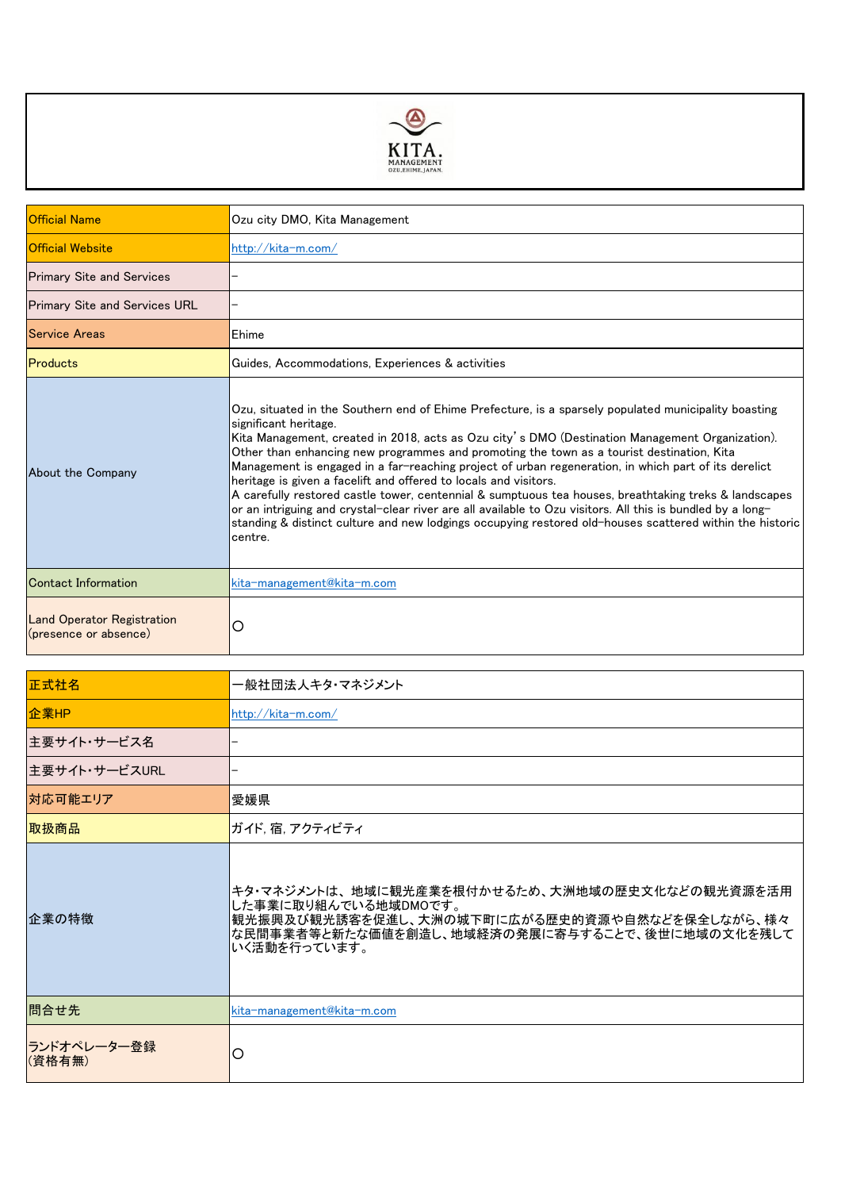KITA.
MANAGEMENT
OZU,EHIME,JAPAN.

| Official Name | Ozu city DMO, Kita Management |
|---|---|
| Official Website | http://kita-m.com/ |
| Primary Site and Services | – |
| Primary Site and Services URL | – |
| Service Areas | Ehime |
| Products | Guides, Accommodations, Experiences & activities |
| About the Company | Ozu, situated in the Southern end of Ehime Prefecture, is a sparsely populated municipality boasting significant heritage.<br>Kita Management, created in 2018, acts as Ozu city's DMO (Destination Management Organization). Other than enhancing new programmes and promoting the town as a tourist destination, Kita Management is engaged in a far-reaching project of urban regeneration, in which part of its derelict heritage is given a facelift and offered to locals and visitors.<br>A carefully restored castle tower, centennial & sumptuous tea houses, breathtaking treks & landscapes or an intriguing and crystal-clear river are all available to Ozu visitors. All this is bundled by a long-standing & distinct culture and new lodgings occupying restored old-houses scattered within the historic centre. |
| Contact Information | kita-management@kita-m.com |
| Land Operator Registration (presence or absence) | ○ |

| 正式社名 | 一般社団法人キタ・マネジメント |
|---|---|
| 企業HP | http://kita-m.com/ |
| 主要サイト・サービス名 | – |
| 主要サイト・サービスURL | – |
| 対応可能エリア | 愛媛県 |
| 取扱商品 | ガイド, 宿, アクティビティ |
| 企業の特徴 | キタ・マネジメントは、地域に観光産業を根付かせるため、大洲地域の歴史文化などの観光資源を活用した事業に取り組んでいる地域DMOです。<br>観光振興及び観光誘客を促進し、大洲の城下町に広がる歴史的資源や自然などを保全しながら、様々な民間事業者等と新たな価値を創造し、地域経済の発展に寄与することで、後世に地域の文化を残していく活動を行っています。 |
| 問合せ先 | kita-management@kita-m.com |
| ランドオペレーター登録(資格有無) | ○ |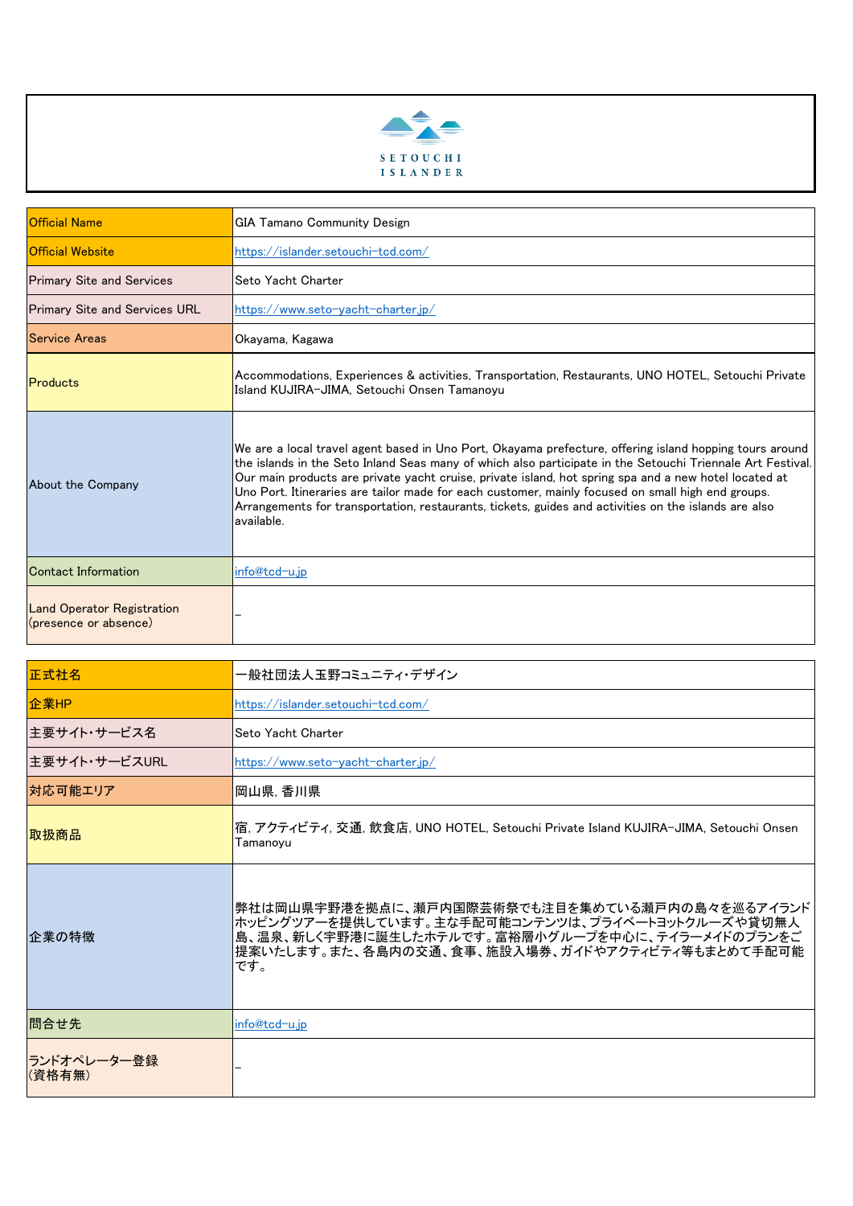SETOUCHI ISLANDER

| | |
|---|---|
| Official Name | GIA Tamano Community Design |
| Official Website | https://islander.setouchi-tcd.com/ |
| Primary Site and Services | Seto Yacht Charter |
| Primary Site and Services URL | https://www.seto-yacht-charter.jp/ |
| Service Areas | Okayama, Kagawa |
| Products | Accommodations, Experiences & activities, Transportation, Restaurants, UNO HOTEL, Setouchi Private Island KUJIRA-JIMA, Setouchi Onsen Tamanoyu |
| About the Company | We are a local travel agent based in Uno Port, Okayama prefecture, offering island hopping tours around the islands in the Seto Inland Seas many of which also participate in the Setouchi Triennale Art Festival. Our main products are private yacht cruise, private island, hot spring spa and a new hotel located at Uno Port. Itineraries are tailor made for each customer, mainly focused on small high end groups. Arrangements for transportation, restaurants, tickets, guides and activities on the islands are also available. |
| Contact Information | info@tcd-u.jp |
| Land Operator Registration (presence or absence) | – |

| | |
|---|---|
| 正式社名 | 一般社団法人玉野コミュニティ・デザイン |
| 企業HP | https://islander.setouchi-tcd.com/ |
| 主要サイト・サービス名 | Seto Yacht Charter |
| 主要サイト・サービスURL | https://www.seto-yacht-charter.jp/ |
| 対応可能エリア | 岡山県, 香川県 |
| 取扱商品 | 宿, アクティビティ, 交通, 飲食店, UNO HOTEL, Setouchi Private Island KUJIRA-JIMA, Setouchi Onsen Tamanoyu |
| 企業の特徴 | 弊社は岡山県宇野港を拠点に、瀬戸内国際芸術祭でも注目を集めている瀬戸内の島々を巡るアイランドホッピングツアーを提供しています。主な手配可能コンテンツは、プライベートヨットクルーズや貸切無人島、温泉、新しく宇野港に誕生したホテルです。富裕層小グループを中心に、テイラーメイドのプランをご提案いたします。また、各島内の交通、食事、施設入場券、ガイドやアクティビティ等もまとめて手配可能です。 |
| 問合せ先 | info@tcd-u.jp |
| ランドオペレーター登録（資格有無） | – |